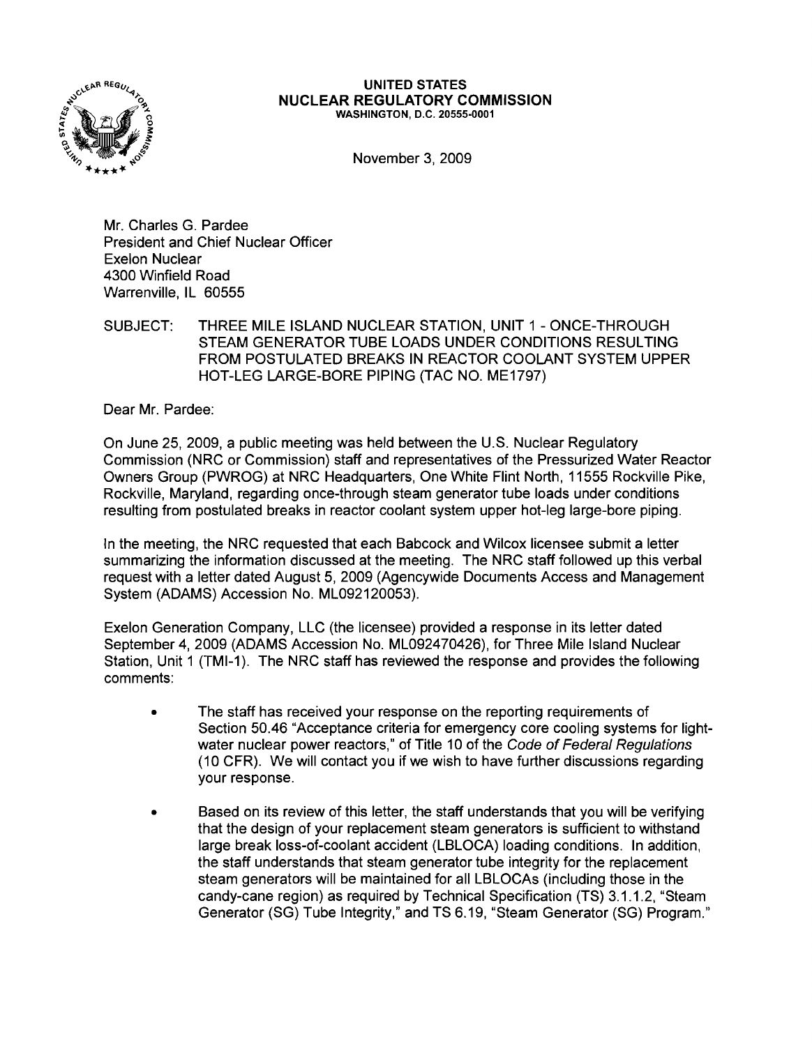**UNITED STATES**
**NUCLEAR REGULATORY COMMISSION**
WASHINGTON, D.C. 20555-0001

November 3, 2009

Mr. Charles G. Pardee
President and Chief Nuclear Officer
Exelon Nuclear
4300 Winfield Road
Warrenville, IL 60555

SUBJECT: THREE MILE ISLAND NUCLEAR STATION, UNIT 1 - ONCE-THROUGH STEAM GENERATOR TUBE LOADS UNDER CONDITIONS RESULTING FROM POSTULATED BREAKS IN REACTOR COOLANT SYSTEM UPPER HOT-LEG LARGE-BORE PIPING (TAC NO. ME1797)

Dear Mr. Pardee:

On June 25, 2009, a public meeting was held between the U.S. Nuclear Regulatory Commission (NRC or Commission) staff and representatives of the Pressurized Water Reactor Owners Group (PWROG) at NRC Headquarters, One White Flint North, 11555 Rockville Pike, Rockville, Maryland, regarding once-through steam generator tube loads under conditions resulting from postulated breaks in reactor coolant system upper hot-leg large-bore piping.

In the meeting, the NRC requested that each Babcock and Wilcox licensee submit a letter summarizing the information discussed at the meeting. The NRC staff followed up this verbal request with a letter dated August 5, 2009 (Agencywide Documents Access and Management System (ADAMS) Accession No. ML092120053).

Exelon Generation Company, LLC (the licensee) provided a response in its letter dated September 4, 2009 (ADAMS Accession No. ML092470426), for Three Mile Island Nuclear Station, Unit 1 (TMI-1). The NRC staff has reviewed the response and provides the following comments:

- The staff has received your response on the reporting requirements of Section 50.46 "Acceptance criteria for emergency core cooling systems for light-water nuclear power reactors," of Title 10 of the *Code of Federal Regulations* (10 CFR). We will contact you if we wish to have further discussions regarding your response.

- Based on its review of this letter, the staff understands that you will be verifying that the design of your replacement steam generators is sufficient to withstand large break loss-of-coolant accident (LBLOCA) loading conditions. In addition, the staff understands that steam generator tube integrity for the replacement steam generators will be maintained for all LBLOCAs (including those in the candy-cane region) as required by Technical Specification (TS) 3.1.1.2, "Steam Generator (SG) Tube Integrity," and TS 6.19, "Steam Generator (SG) Program."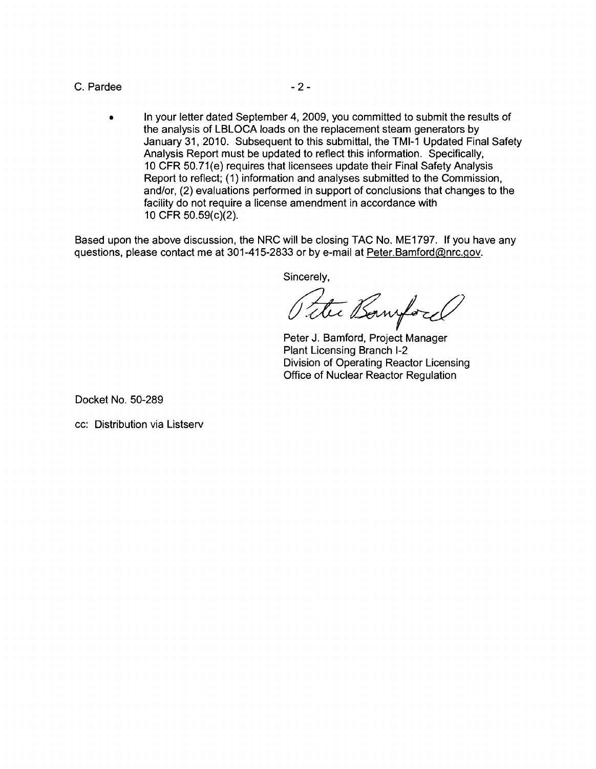- In your letter dated September 4, 2009, you committed to submit the results of the analysis of LBLOCA loads on the replacement steam generators by January 31, 2010. Subsequent to this submittal, the TMI-1 Updated Final Safety Analysis Report must be updated to reflect this information. Specifically, 10 CFR 50.71(e) requires that licensees update their Final Safety Analysis Report to reflect; (1) information and analyses submitted to the Commission, and/or, (2) evaluations performed in support of conclusions that changes to the facility do not require a license amendment in accordance with 10 CFR 50.59(c)(2).

Based upon the above discussion, the NRC will be closing TAC No. ME1797. If you have any questions, please contact me at 301-415-2833 or by e-mail at Peter.Bamford@nrc.gov.

Sincerely,

Peter J. Bamford, Project Manager
Plant Licensing Branch I-2
Division of Operating Reactor Licensing
Office of Nuclear Reactor Regulation

Docket No. 50-289

cc: Distribution via Listserv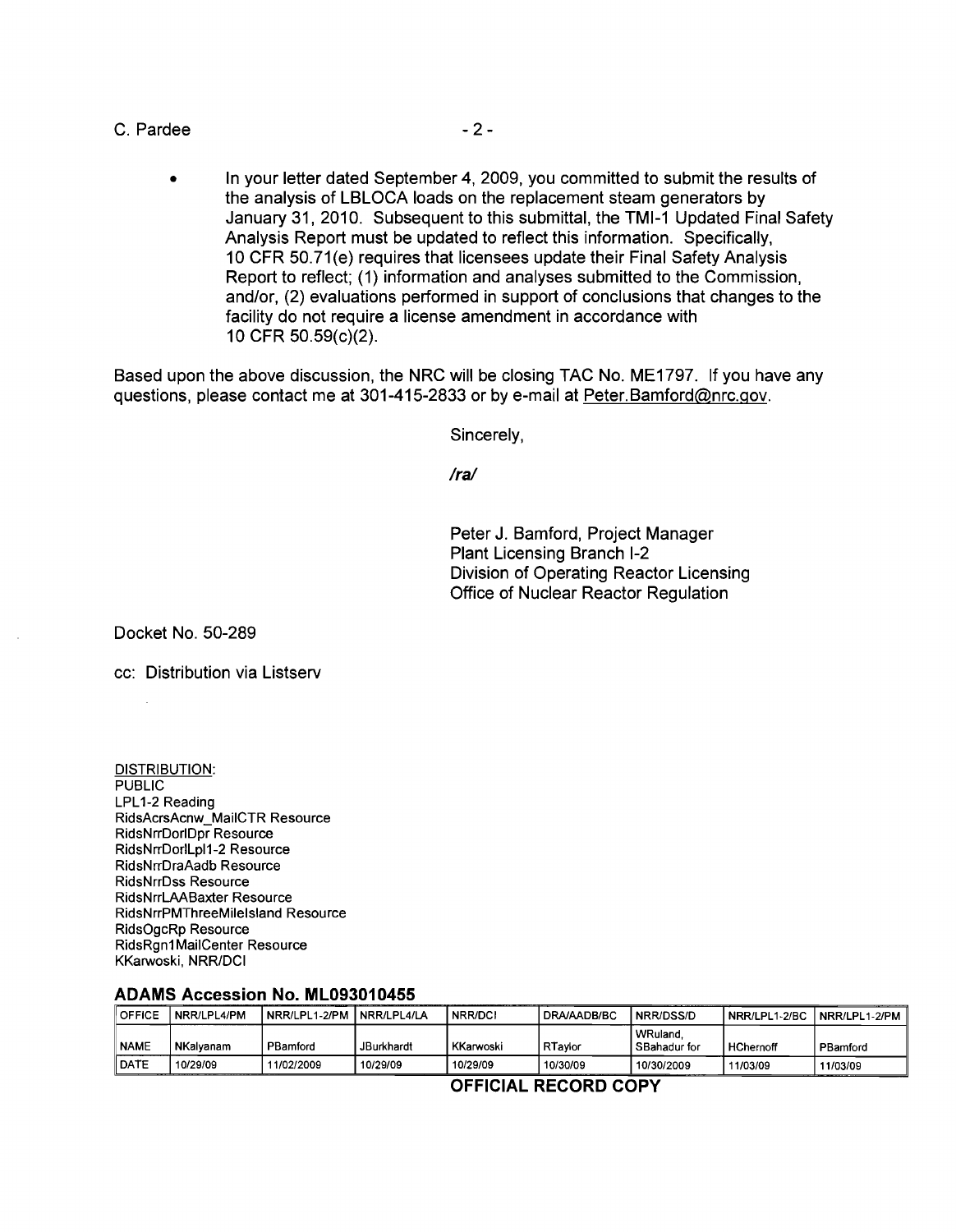C. Pardee

- In your letter dated September 4, 2009, you committed to submit the results of the analysis of LBLOCA loads on the replacement steam generators by January 31, 2010. Subsequent to this submittal, the TMI-1 Updated Final Safety Analysis Report must be updated to reflect this information. Specifically, 10 CFR 50.71(e) requires that licensees update their Final Safety Analysis Report to reflect; (1) information and analyses submitted to the Commission, and/or, (2) evaluations performed in support of conclusions that changes to the facility do not require a license amendment in accordance with 10 CFR 50.59(c)(2).

Based upon the above discussion, the NRC will be closing TAC No. ME1797. If you have any questions, please contact me at 301-415-2833 or by e-mail at Peter.Bamford@nrc.gov.

Sincerely,

*/ra/*

Peter J. Bamford, Project Manager
Plant Licensing Branch I-2
Division of Operating Reactor Licensing
Office of Nuclear Reactor Regulation

Docket No. 50-289

cc: Distribution via Listserv

DISTRIBUTION:
PUBLIC
LPL1-2 Reading
RidsAcrsAcnw_MailCTR Resource
RidsNrrDorlDpr Resource
RidsNrrDorlLpl1-2 Resource
RidsNrrDraAadb Resource
RidsNrrDss Resource
RidsNrrLAABaxter Resource
RidsNrrPMThreeMileIsland Resource
RidsOgcRp Resource
RidsRgn1MailCenter Resource
KKarwoski, NRR/DCI

**ADAMS Accession No. ML093010455**

| OFFICE | NRR/LPL4/PM | NRR/LPL1-2/PM | NRR/LPL4/LA | NRR/DCI | DRA/AADB/BC | NRR/DSS/D | NRR/LPL1-2/BC | NRR/LPL1-2/PM |
|---|---|---|---|---|---|---|---|---|
| NAME | NKalyanam | PBamford | JBurkhardt | KKarwoski | RTaylor | WRuland, SBahadur for | HChernoff | PBamford |
| DATE | 10/29/09 | 11/02/2009 | 10/29/09 | 10/29/09 | 10/30/09 | 10/30/2009 | 11/03/09 | 11/03/09 |

**OFFICIAL RECORD COPY**